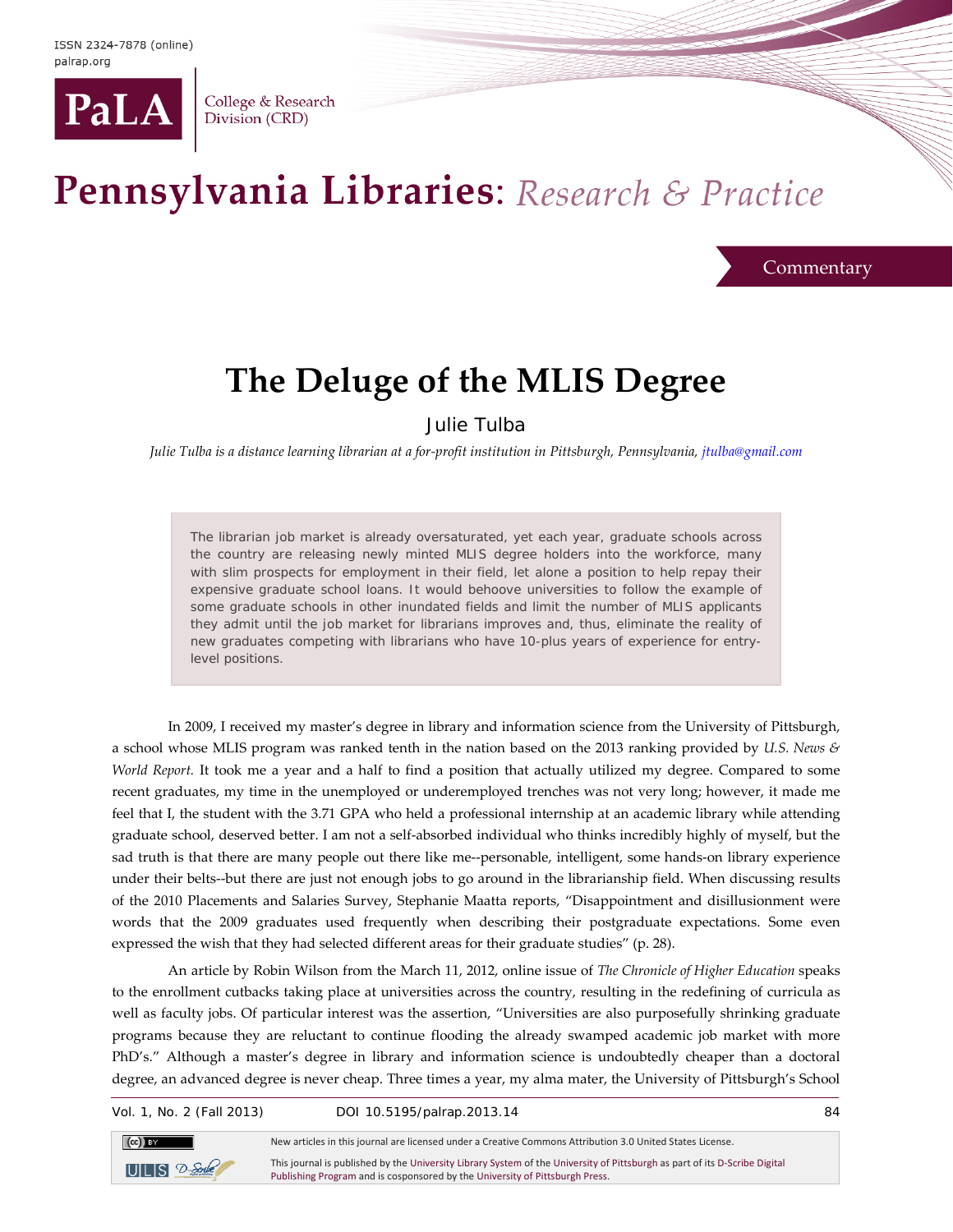Commentary

# The Deluge of the MLIS Degree

Julie Tulba

*Julie Tulba is a distance learning librarian at a for-profit institution in Pittsburgh, Pennsylvania, jtulba@gmail.com*

> The librarian job market is already oversaturated, yet each year, graduate schools across the country are releasing newly minted MLIS degree holders into the workforce, many with slim prospects for employment in their field, let alone a position to help repay their expensive graduate school loans. It would behoove universities to follow the example of some graduate schools in other inundated fields and limit the number of MLIS applicants they admit until the job market for librarians improves and, thus, eliminate the reality of new graduates competing with librarians who have 10-plus years of experience for entry-level positions.

In 2009, I received my master's degree in library and information science from the University of Pittsburgh, a school whose MLIS program was ranked tenth in the nation based on the 2013 ranking provided by *U.S. News & World Report*. It took me a year and a half to find a position that actually utilized my degree. Compared to some recent graduates, my time in the unemployed or underemployed trenches was not very long; however, it made me feel that I, the student with the 3.71 GPA who held a professional internship at an academic library while attending graduate school, deserved better. I am not a self-absorbed individual who thinks incredibly highly of myself, but the sad truth is that there are many people out there like me--personable, intelligent, some hands-on library experience under their belts--but there are just not enough jobs to go around in the librarianship field. When discussing results of the 2010 Placements and Salaries Survey, Stephanie Maatta reports, "Disappointment and disillusionment were words that the 2009 graduates used frequently when describing their postgraduate expectations. Some even expressed the wish that they had selected different areas for their graduate studies" (p. 28).

An article by Robin Wilson from the March 11, 2012, online issue of *The Chronicle of Higher Education* speaks to the enrollment cutbacks taking place at universities across the country, resulting in the redefining of curricula as well as faculty jobs. Of particular interest was the assertion, "Universities are also purposefully shrinking graduate programs because they are reluctant to continue flooding the already swamped academic job market with more PhD's." Although a master's degree in library and information science is undoubtedly cheaper than a doctoral degree, an advanced degree is never cheap. Three times a year, my alma mater, the University of Pittsburgh's School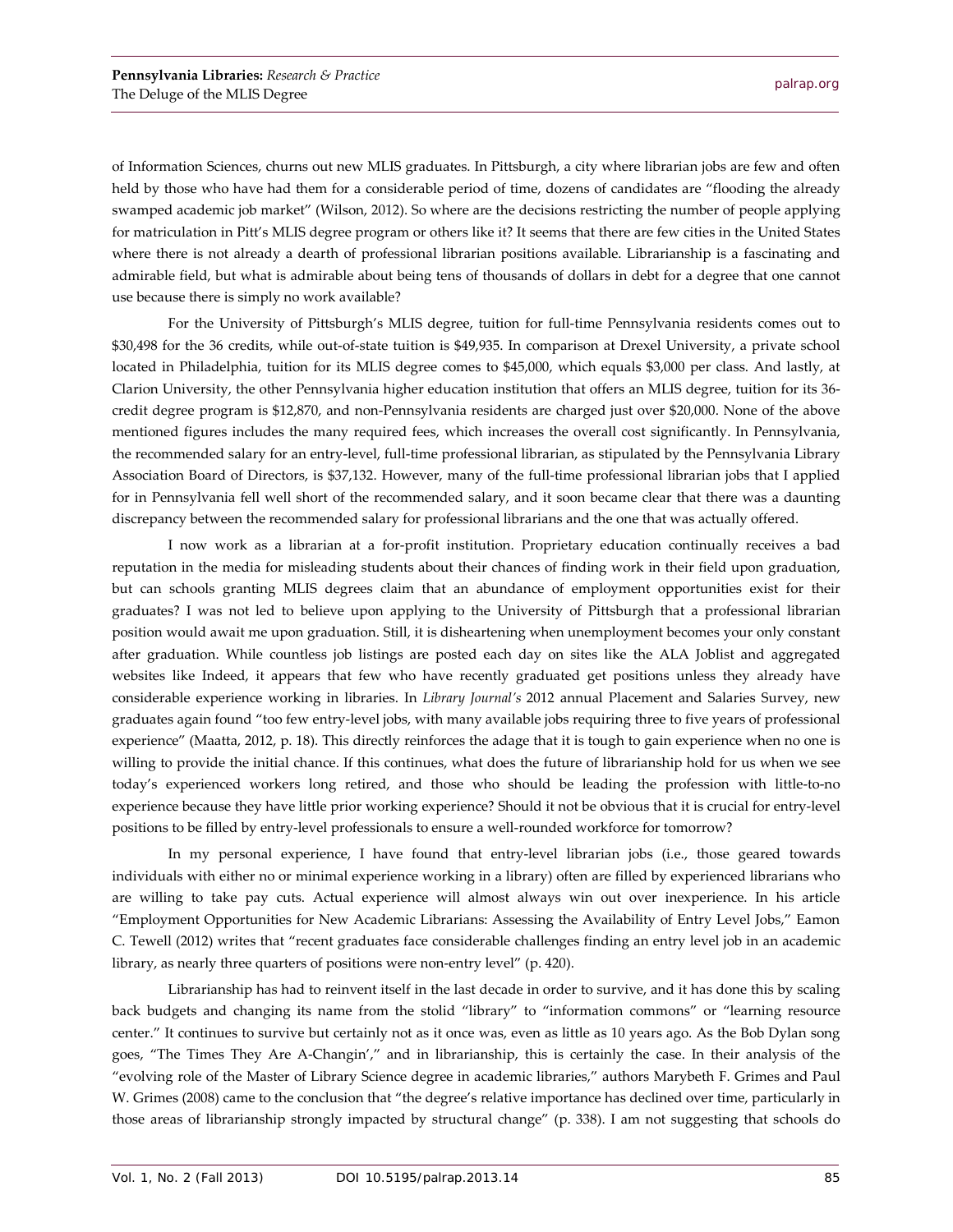of Information Sciences, churns out new MLIS graduates. In Pittsburgh, a city where librarian jobs are few and often held by those who have had them for a considerable period of time, dozens of candidates are "flooding the already swamped academic job market" (Wilson, 2012). So where are the decisions restricting the number of people applying for matriculation in Pitt's MLIS degree program or others like it? It seems that there are few cities in the United States where there is not already a dearth of professional librarian positions available. Librarianship is a fascinating and admirable field, but what is admirable about being tens of thousands of dollars in debt for a degree that one cannot use because there is simply no work available?

For the University of Pittsburgh's MLIS degree, tuition for full-time Pennsylvania residents comes out to $30,498 for the 36 credits, while out-of-state tuition is $49,935. In comparison at Drexel University, a private school located in Philadelphia, tuition for its MLIS degree comes to $45,000, which equals $3,000 per class. And lastly, at Clarion University, the other Pennsylvania higher education institution that offers an MLIS degree, tuition for its 36-credit degree program is $12,870, and non-Pennsylvania residents are charged just over $20,000. None of the above mentioned figures includes the many required fees, which increases the overall cost significantly. In Pennsylvania, the recommended salary for an entry-level, full-time professional librarian, as stipulated by the Pennsylvania Library Association Board of Directors, is $37,132. However, many of the full-time professional librarian jobs that I applied for in Pennsylvania fell well short of the recommended salary, and it soon became clear that there was a daunting discrepancy between the recommended salary for professional librarians and the one that was actually offered.

I now work as a librarian at a for-profit institution. Proprietary education continually receives a bad reputation in the media for misleading students about their chances of finding work in their field upon graduation, but can schools granting MLIS degrees claim that an abundance of employment opportunities exist for their graduates? I was not led to believe upon applying to the University of Pittsburgh that a professional librarian position would await me upon graduation. Still, it is disheartening when unemployment becomes your only constant after graduation. While countless job listings are posted each day on sites like the ALA Joblist and aggregated websites like Indeed, it appears that few who have recently graduated get positions unless they already have considerable experience working in libraries. In *Library Journal's* 2012 annual Placement and Salaries Survey, new graduates again found "too few entry-level jobs, with many available jobs requiring three to five years of professional experience" (Maatta, 2012, p. 18). This directly reinforces the adage that it is tough to gain experience when no one is willing to provide the initial chance. If this continues, what does the future of librarianship hold for us when we see today's experienced workers long retired, and those who should be leading the profession with little-to-no experience because they have little prior working experience? Should it not be obvious that it is crucial for entry-level positions to be filled by entry-level professionals to ensure a well-rounded workforce for tomorrow?

In my personal experience, I have found that entry-level librarian jobs (i.e., those geared towards individuals with either no or minimal experience working in a library) often are filled by experienced librarians who are willing to take pay cuts. Actual experience will almost always win out over inexperience. In his article "Employment Opportunities for New Academic Librarians: Assessing the Availability of Entry Level Jobs," Eamon C. Tewell (2012) writes that "recent graduates face considerable challenges finding an entry level job in an academic library, as nearly three quarters of positions were non-entry level" (p. 420).

Librarianship has had to reinvent itself in the last decade in order to survive, and it has done this by scaling back budgets and changing its name from the stolid "library" to "information commons" or "learning resource center." It continues to survive but certainly not as it once was, even as little as 10 years ago. As the Bob Dylan song goes, "The Times They Are A-Changin'," and in librarianship, this is certainly the case. In their analysis of the "evolving role of the Master of Library Science degree in academic libraries," authors Marybeth F. Grimes and Paul W. Grimes (2008) came to the conclusion that "the degree's relative importance has declined over time, particularly in those areas of librarianship strongly impacted by structural change" (p. 338). I am not suggesting that schools do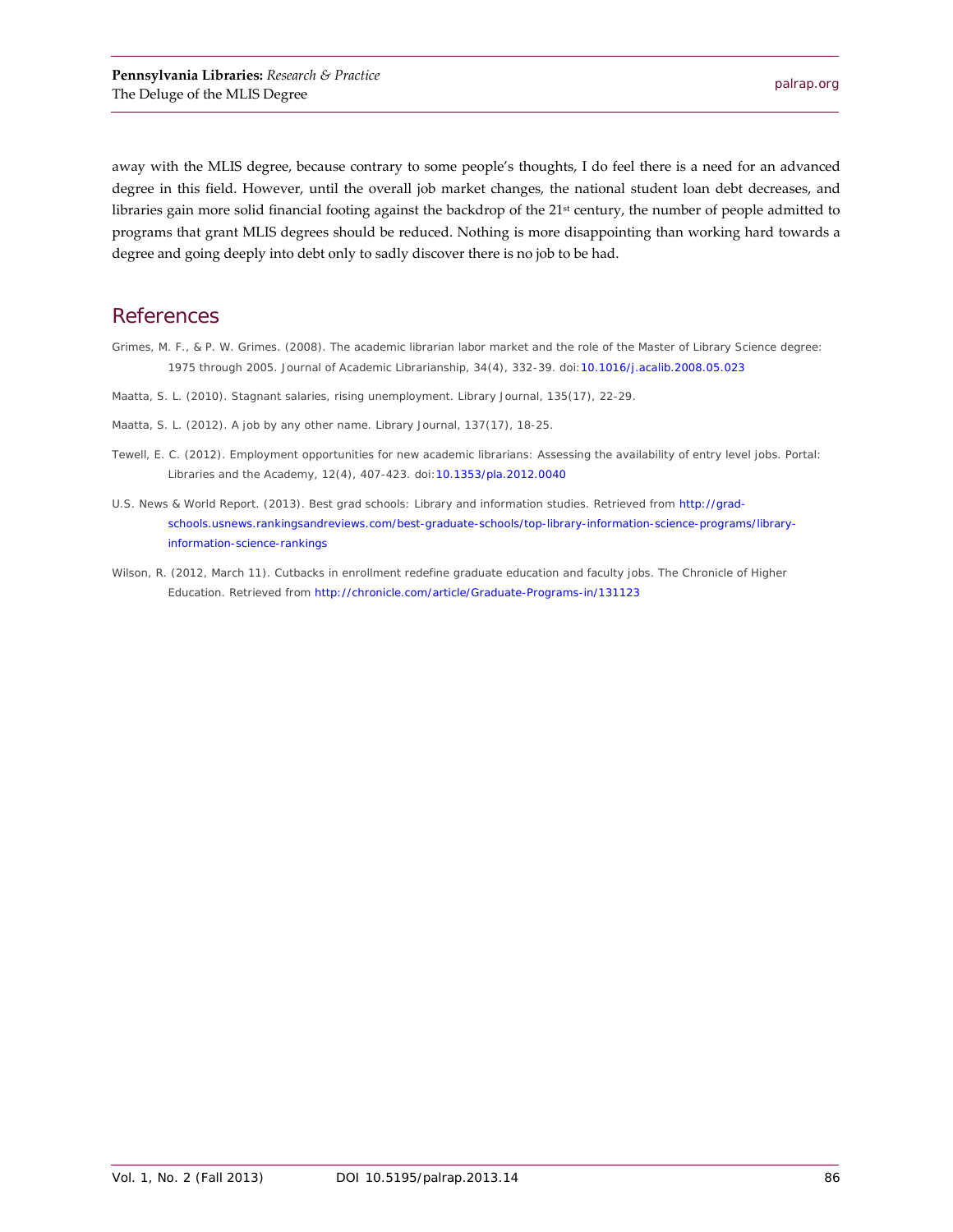away with the MLIS degree, because contrary to some people's thoughts, I do feel there is a need for an advanced degree in this field. However, until the overall job market changes, the national student loan debt decreases, and libraries gain more solid financial footing against the backdrop of the 21st century, the number of people admitted to programs that grant MLIS degrees should be reduced. Nothing is more disappointing than working hard towards a degree and going deeply into debt only to sadly discover there is no job to be had.

## References

Grimes, M. F., & P. W. Grimes. (2008). The academic librarian labor market and the role of the Master of Library Science degree: 1975 through 2005. Journal of Academic Librarianship, 34(4), 332-39. doi:10.1016/j.acalib.2008.05.023

Maatta, S. L. (2010). Stagnant salaries, rising unemployment. Library Journal, 135(17), 22-29.

Maatta, S. L. (2012). A job by any other name. Library Journal, 137(17), 18-25.

Tewell, E. C. (2012). Employment opportunities for new academic librarians: Assessing the availability of entry level jobs. Portal: Libraries and the Academy, 12(4), 407-423. doi:10.1353/pla.2012.0040

U.S. News & World Report. (2013). Best grad schools: Library and information studies. Retrieved from http://grad-schools.usnews.rankingsandreviews.com/best-graduate-schools/top-library-information-science-programs/library-information-science-rankings

Wilson, R. (2012, March 11). Cutbacks in enrollment redefine graduate education and faculty jobs. The Chronicle of Higher Education. Retrieved from http://chronicle.com/article/Graduate-Programs-in/131123